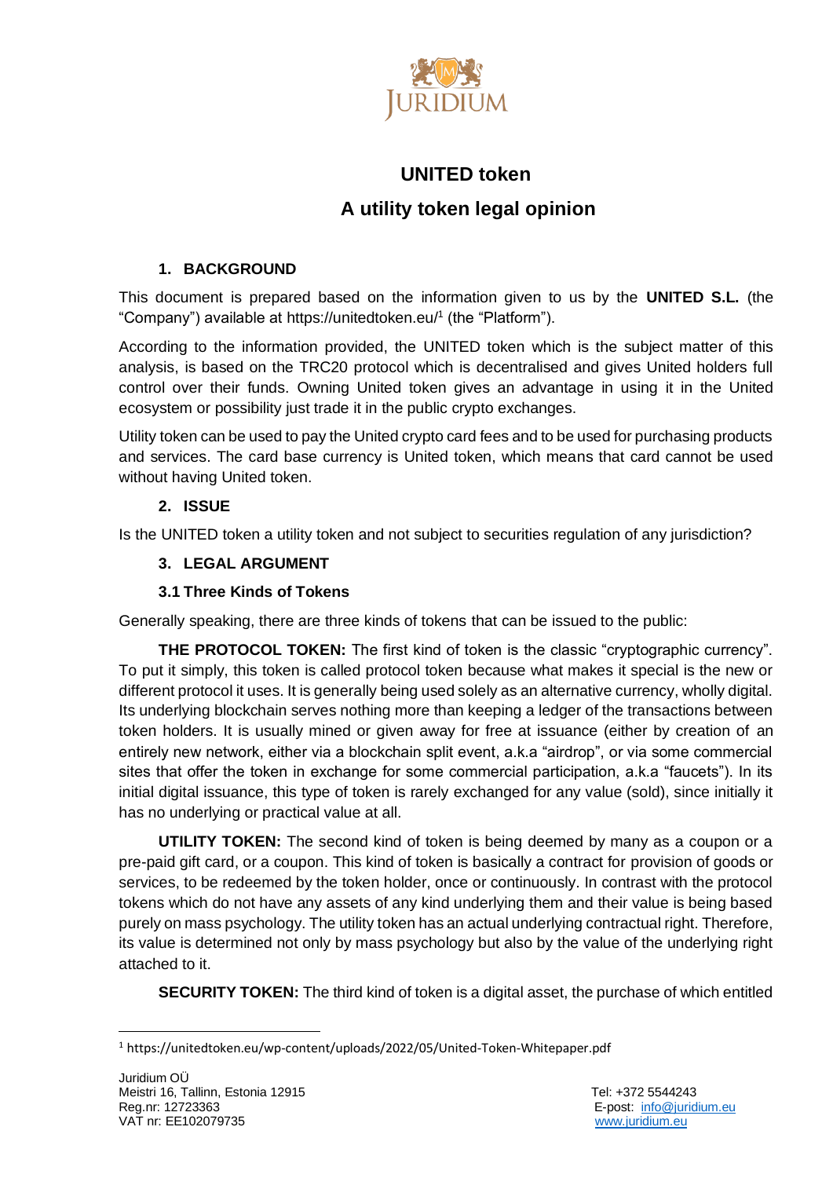JURIDIUM

# UNITED token

## A utility token legal opinion

### 1. BACKGROUND

This document is prepared based on the information given to us by the **UNITED S.L.** (the "Company") available at https://unitedtoken.eu/[1] (the "Platform").

According to the information provided, the UNITED token which is the subject matter of this analysis, is based on the TRC20 protocol which is decentralised and gives United holders full control over their funds. Owning United token gives an advantage in using it in the United ecosystem or possibility just trade it in the public crypto exchanges.

Utility token can be used to pay the United crypto card fees and to be used for purchasing products and services. The card base currency is United token, which means that card cannot be used without having United token.

### 2. ISSUE

Is the UNITED token a utility token and not subject to securities regulation of any jurisdiction?

### 3. LEGAL ARGUMENT

#### 3.1 Three Kinds of Tokens

Generally speaking, there are three kinds of tokens that can be issued to the public:

**THE PROTOCOL TOKEN:** The first kind of token is the classic "cryptographic currency". To put it simply, this token is called protocol token because what makes it special is the new or different protocol it uses. It is generally being used solely as an alternative currency, wholly digital. Its underlying blockchain serves nothing more than keeping a ledger of the transactions between token holders. It is usually mined or given away for free at issuance (either by creation of an entirely new network, either via a blockchain split event, a.k.a "airdrop", or via some commercial sites that offer the token in exchange for some commercial participation, a.k.a "faucets"). In its initial digital issuance, this type of token is rarely exchanged for any value (sold), since initially it has no underlying or practical value at all.

**UTILITY TOKEN:** The second kind of token is being deemed by many as a coupon or a pre-paid gift card, or a coupon. This kind of token is basically a contract for provision of goods or services, to be redeemed by the token holder, once or continuously. In contrast with the protocol tokens which do not have any assets of any kind underlying them and their value is being based purely on mass psychology. The utility token has an actual underlying contractual right. Therefore, its value is determined not only by mass psychology but also by the value of the underlying right attached to it.

**SECURITY TOKEN:** The third kind of token is a digital asset, the purchase of which entitled

[1] https://unitedtoken.eu/wp-content/uploads/2022/05/United-Token-Whitepaper.pdf

Juridium OÜ
Meistri 16, Tallinn, Estonia 12915
Reg.nr: 12723363
VAT nr: EE102079735

Tel: +372 5544243
E-post: info@juridium.eu
www.juridium.eu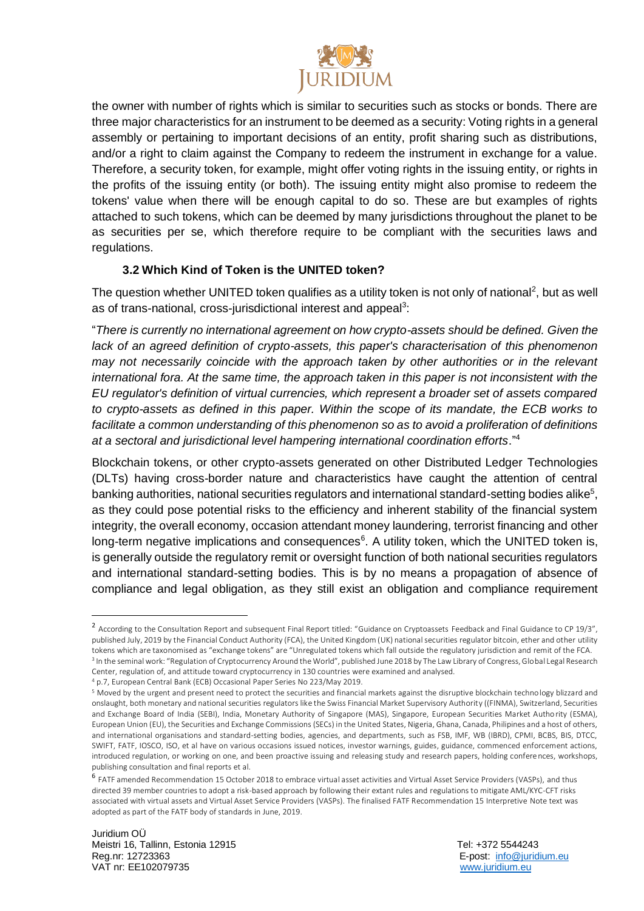the owner with number of rights which is similar to securities such as stocks or bonds. There are three major characteristics for an instrument to be deemed as a security: Voting rights in a general assembly or pertaining to important decisions of an entity, profit sharing such as distributions, and/or a right to claim against the Company to redeem the instrument in exchange for a value. Therefore, a security token, for example, might offer voting rights in the issuing entity, or rights in the profits of the issuing entity (or both). The issuing entity might also promise to redeem the tokens' value when there will be enough capital to do so. These are but examples of rights attached to such tokens, which can be deemed by many jurisdictions throughout the planet to be as securities per se, which therefore require to be compliant with the securities laws and regulations.

### 3.2 Which Kind of Token is the UNITED token?

The question whether UNITED token qualifies as a utility token is not only of national[2], but as well as of trans-national, cross-jurisdictional interest and appeal[3]:

"*There is currently no international agreement on how crypto-assets should be defined. Given the lack of an agreed definition of crypto-assets, this paper's characterisation of this phenomenon may not necessarily coincide with the approach taken by other authorities or in the relevant international fora. At the same time, the approach taken in this paper is not inconsistent with the EU regulator's definition of virtual currencies, which represent a broader set of assets compared to crypto-assets as defined in this paper. Within the scope of its mandate, the ECB works to facilitate a common understanding of this phenomenon so as to avoid a proliferation of definitions at a sectoral and jurisdictional level hampering international coordination efforts*."[4]

Blockchain tokens, or other crypto-assets generated on other Distributed Ledger Technologies (DLTs) having cross-border nature and characteristics have caught the attention of central banking authorities, national securities regulators and international standard-setting bodies alike[5], as they could pose potential risks to the efficiency and inherent stability of the financial system integrity, the overall economy, occasion attendant money laundering, terrorist financing and other long-term negative implications and consequences[6]. A utility token, which the UNITED token is, is generally outside the regulatory remit or oversight function of both national securities regulators and international standard-setting bodies. This is by no means a propagation of absence of compliance and legal obligation, as they still exist an obligation and compliance requirement

---

[2] According to the Consultation Report and subsequent Final Report titled: "Guidance on Cryptoassets Feedback and Final Guidance to CP 19/3", published July, 2019 by the Financial Conduct Authority (FCA), the United Kingdom (UK) national securities regulator bitcoin, ether and other utility tokens which are taxonomised as "exchange tokens" are "Unregulated tokens which fall outside the regulatory jurisdiction and remit of the FCA.

[3] In the seminal work: "Regulation of Cryptocurrency Around the World", published June 2018 by The Law Library of Congress, Global Legal Research Center, regulation of, and attitude toward cryptocurrency in 130 countries were examined and analysed.

[4] p.7, European Central Bank (ECB) Occasional Paper Series No 223/May 2019.

[5] Moved by the urgent and present need to protect the securities and financial markets against the disruptive blockchain technology blizzard and onslaught, both monetary and national securities regulators like the Swiss Financial Market Supervisory Authority ((FINMA), Switzerland, Securities and Exchange Board of India (SEBI), India, Monetary Authority of Singapore (MAS), Singapore, European Securities Market Authority (ESMA), European Union (EU), the Securities and Exchange Commissions (SECs) in the United States, Nigeria, Ghana, Canada, Philipines and a host of others, and international organisations and standard-setting bodies, agencies, and departments, such as FSB, IMF, WB (IBRD), CPMI, BCBS, BIS, DTCC, SWIFT, FATF, IOSCO, ISO, et al have on various occasions issued notices, investor warnings, guides, guidance, commenced enforcement actions, introduced regulation, or working on one, and been proactive issuing and releasing study and research papers, holding conferences, workshops, publishing consultation and final reports et al.

[6] FATF amended Recommendation 15 October 2018 to embrace virtual asset activities and Virtual Asset Service Providers (VASPs), and thus directed 39 member countries to adopt a risk-based approach by following their extant rules and regulations to mitigate AML/KYC-CFT risks associated with virtual assets and Virtual Asset Service Providers (VASPs). The finalised FATF Recommendation 15 Interpretive Note text was adopted as part of the FATF body of standards in June, 2019.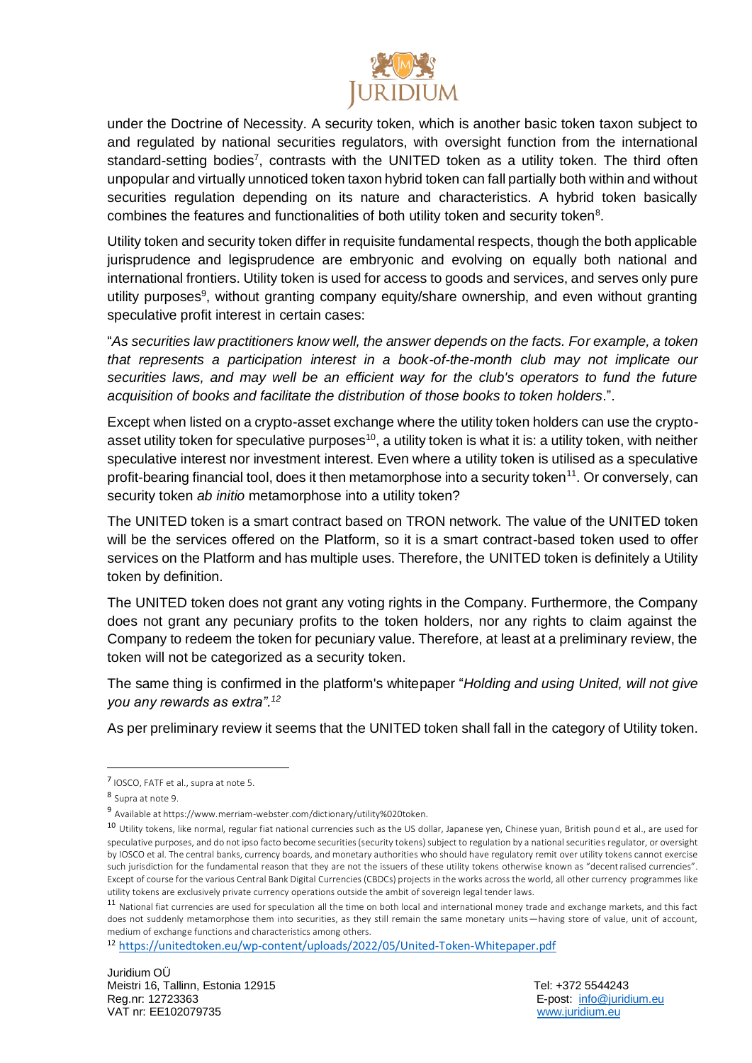under the Doctrine of Necessity. A security token, which is another basic token taxon subject to and regulated by national securities regulators, with oversight function from the international standard-setting bodies[7], contrasts with the UNITED token as a utility token. The third often unpopular and virtually unnoticed token taxon hybrid token can fall partially both within and without securities regulation depending on its nature and characteristics. A hybrid token basically combines the features and functionalities of both utility token and security token[8].

Utility token and security token differ in requisite fundamental respects, though the both applicable jurisprudence and legisprudence are embryonic and evolving on equally both national and international frontiers. Utility token is used for access to goods and services, and serves only pure utility purposes[9], without granting company equity/share ownership, and even without granting speculative profit interest in certain cases:

"*As securities law practitioners know well, the answer depends on the facts. For example, a token that represents a participation interest in a book-of-the-month club may not implicate our securities laws, and may well be an efficient way for the club's operators to fund the future acquisition of books and facilitate the distribution of those books to token holders*.".

Except when listed on a crypto-asset exchange where the utility token holders can use the crypto-asset utility token for speculative purposes[10], a utility token is what it is: a utility token, with neither speculative interest nor investment interest. Even where a utility token is utilised as a speculative profit-bearing financial tool, does it then metamorphose into a security token[11]. Or conversely, can security token *ab initio* metamorphose into a utility token?

The UNITED token is a smart contract based on TRON network. The value of the UNITED token will be the services offered on the Platform, so it is a smart contract-based token used to offer services on the Platform and has multiple uses. Therefore, the UNITED token is definitely a Utility token by definition.

The UNITED token does not grant any voting rights in the Company. Furthermore, the Company does not grant any pecuniary profits to the token holders, nor any rights to claim against the Company to redeem the token for pecuniary value. Therefore, at least at a preliminary review, the token will not be categorized as a security token.

The same thing is confirmed in the platform's whitepaper "*Holding and using United, will not give you any rewards as extra".*[12]

As per preliminary review it seems that the UNITED token shall fall in the category of Utility token.

---

[7] IOSCO, FATF et al., supra at note 5.

[8] Supra at note 9.

[9] Available at https://www.merriam-webster.com/dictionary/utility%020token.

[10] Utility tokens, like normal, regular fiat national currencies such as the US dollar, Japanese yen, Chinese yuan, British pound et al., are used for speculative purposes, and do not ipso facto become securities (security tokens) subject to regulation by a national securities regulator, or oversight by IOSCO et al. The central banks, currency boards, and monetary authorities who should have regulatory remit over utility tokens cannot exercise such jurisdiction for the fundamental reason that they are not the issuers of these utility tokens otherwise known as "decentralised currencies". Except of course for the various Central Bank Digital Currencies (CBDCs) projects in the works across the world, all other currency programmes like utility tokens are exclusively private currency operations outside the ambit of sovereign legal tender laws.

[11] National fiat currencies are used for speculation all the time on both local and international money trade and exchange markets, and this fact does not suddenly metamorphose them into securities, as they still remain the same monetary units—having store of value, unit of account, medium of exchange functions and characteristics among others.

[12] https://unitedtoken.eu/wp-content/uploads/2022/05/United-Token-Whitepaper.pdf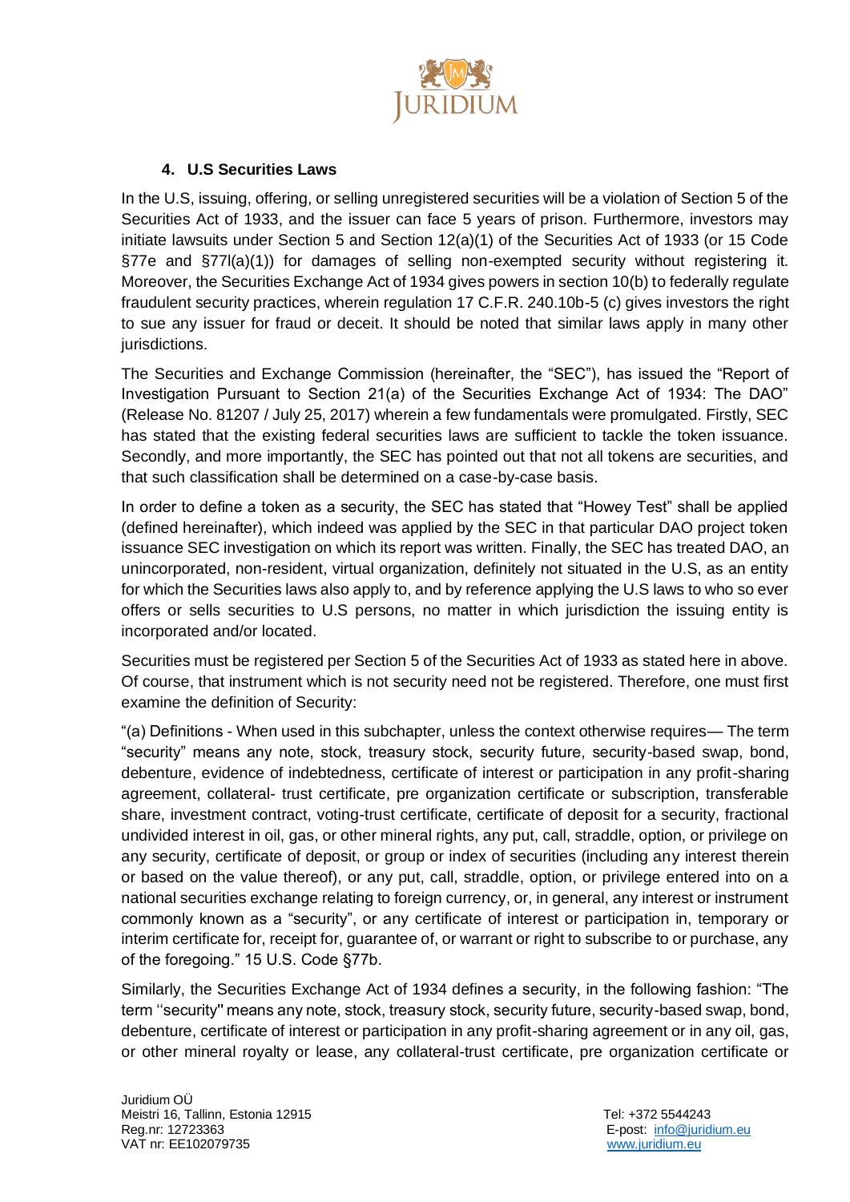### 4. U.S Securities Laws

In the U.S, issuing, offering, or selling unregistered securities will be a violation of Section 5 of the Securities Act of 1933, and the issuer can face 5 years of prison. Furthermore, investors may initiate lawsuits under Section 5 and Section 12(a)(1) of the Securities Act of 1933 (or 15 Code §77e and §77l(a)(1)) for damages of selling non-exempted security without registering it. Moreover, the Securities Exchange Act of 1934 gives powers in section 10(b) to federally regulate fraudulent security practices, wherein regulation 17 C.F.R. 240.10b-5 (c) gives investors the right to sue any issuer for fraud or deceit. It should be noted that similar laws apply in many other jurisdictions.

The Securities and Exchange Commission (hereinafter, the "SEC"), has issued the "Report of Investigation Pursuant to Section 21(a) of the Securities Exchange Act of 1934: The DAO" (Release No. 81207 / July 25, 2017) wherein a few fundamentals were promulgated. Firstly, SEC has stated that the existing federal securities laws are sufficient to tackle the token issuance. Secondly, and more importantly, the SEC has pointed out that not all tokens are securities, and that such classification shall be determined on a case-by-case basis.

In order to define a token as a security, the SEC has stated that "Howey Test" shall be applied (defined hereinafter), which indeed was applied by the SEC in that particular DAO project token issuance SEC investigation on which its report was written. Finally, the SEC has treated DAO, an unincorporated, non-resident, virtual organization, definitely not situated in the U.S, as an entity for which the Securities laws also apply to, and by reference applying the U.S laws to who so ever offers or sells securities to U.S persons, no matter in which jurisdiction the issuing entity is incorporated and/or located.

Securities must be registered per Section 5 of the Securities Act of 1933 as stated here in above. Of course, that instrument which is not security need not be registered. Therefore, one must first examine the definition of Security:

"(a) Definitions - When used in this subchapter, unless the context otherwise requires— The term "security" means any note, stock, treasury stock, security future, security-based swap, bond, debenture, evidence of indebtedness, certificate of interest or participation in any profit-sharing agreement, collateral- trust certificate, pre organization certificate or subscription, transferable share, investment contract, voting-trust certificate, certificate of deposit for a security, fractional undivided interest in oil, gas, or other mineral rights, any put, call, straddle, option, or privilege on any security, certificate of deposit, or group or index of securities (including any interest therein or based on the value thereof), or any put, call, straddle, option, or privilege entered into on a national securities exchange relating to foreign currency, or, in general, any interest or instrument commonly known as a "security", or any certificate of interest or participation in, temporary or interim certificate for, receipt for, guarantee of, or warrant or right to subscribe to or purchase, any of the foregoing." 15 U.S. Code §77b.

Similarly, the Securities Exchange Act of 1934 defines a security, in the following fashion: "The term ''security'' means any note, stock, treasury stock, security future, security-based swap, bond, debenture, certificate of interest or participation in any profit-sharing agreement or in any oil, gas, or other mineral royalty or lease, any collateral-trust certificate, pre organization certificate or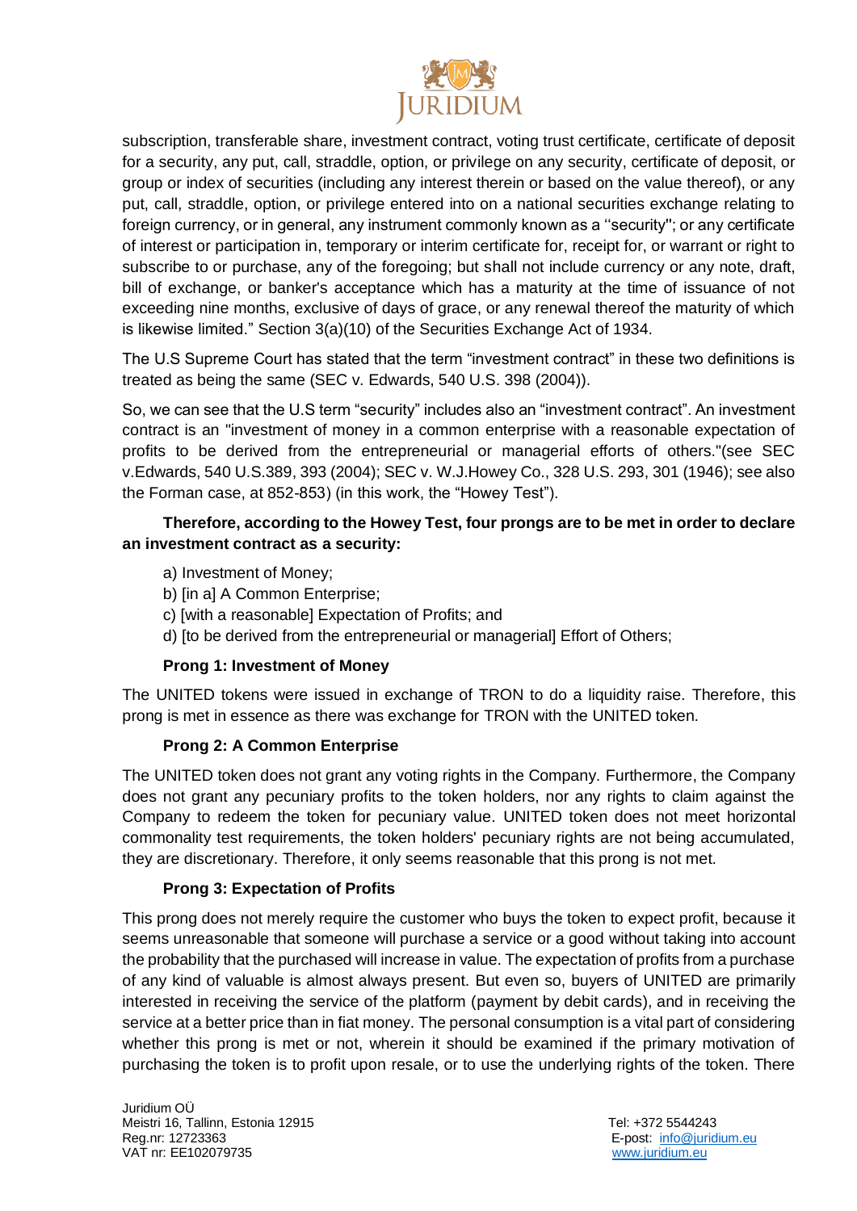subscription, transferable share, investment contract, voting trust certificate, certificate of deposit for a security, any put, call, straddle, option, or privilege on any security, certificate of deposit, or group or index of securities (including any interest therein or based on the value thereof), or any put, call, straddle, option, or privilege entered into on a national securities exchange relating to foreign currency, or in general, any instrument commonly known as a ''security''; or any certificate of interest or participation in, temporary or interim certificate for, receipt for, or warrant or right to subscribe to or purchase, any of the foregoing; but shall not include currency or any note, draft, bill of exchange, or banker's acceptance which has a maturity at the time of issuance of not exceeding nine months, exclusive of days of grace, or any renewal thereof the maturity of which is likewise limited." Section 3(a)(10) of the Securities Exchange Act of 1934.

The U.S Supreme Court has stated that the term "investment contract" in these two definitions is treated as being the same (SEC v. Edwards, 540 U.S. 398 (2004)).

So, we can see that the U.S term "security" includes also an "investment contract". An investment contract is an "investment of money in a common enterprise with a reasonable expectation of profits to be derived from the entrepreneurial or managerial efforts of others."(see SEC v.Edwards, 540 U.S.389, 393 (2004); SEC v. W.J.Howey Co., 328 U.S. 293, 301 (1946); see also the Forman case, at 852-853) (in this work, the "Howey Test").

**Therefore, according to the Howey Test, four prongs are to be met in order to declare an investment contract as a security:**

a) Investment of Money;
b) [in a] A Common Enterprise;
c) [with a reasonable] Expectation of Profits; and
d) [to be derived from the entrepreneurial or managerial] Effort of Others;

**Prong 1: Investment of Money**

The UNITED tokens were issued in exchange of TRON to do a liquidity raise. Therefore, this prong is met in essence as there was exchange for TRON with the UNITED token.

**Prong 2: A Common Enterprise**

The UNITED token does not grant any voting rights in the Company. Furthermore, the Company does not grant any pecuniary profits to the token holders, nor any rights to claim against the Company to redeem the token for pecuniary value. UNITED token does not meet horizontal commonality test requirements, the token holders' pecuniary rights are not being accumulated, they are discretionary. Therefore, it only seems reasonable that this prong is not met.

**Prong 3: Expectation of Profits**

This prong does not merely require the customer who buys the token to expect profit, because it seems unreasonable that someone will purchase a service or a good without taking into account the probability that the purchased will increase in value. The expectation of profits from a purchase of any kind of valuable is almost always present. But even so, buyers of UNITED are primarily interested in receiving the service of the platform (payment by debit cards), and in receiving the service at a better price than in fiat money. The personal consumption is a vital part of considering whether this prong is met or not, wherein it should be examined if the primary motivation of purchasing the token is to profit upon resale, or to use the underlying rights of the token. There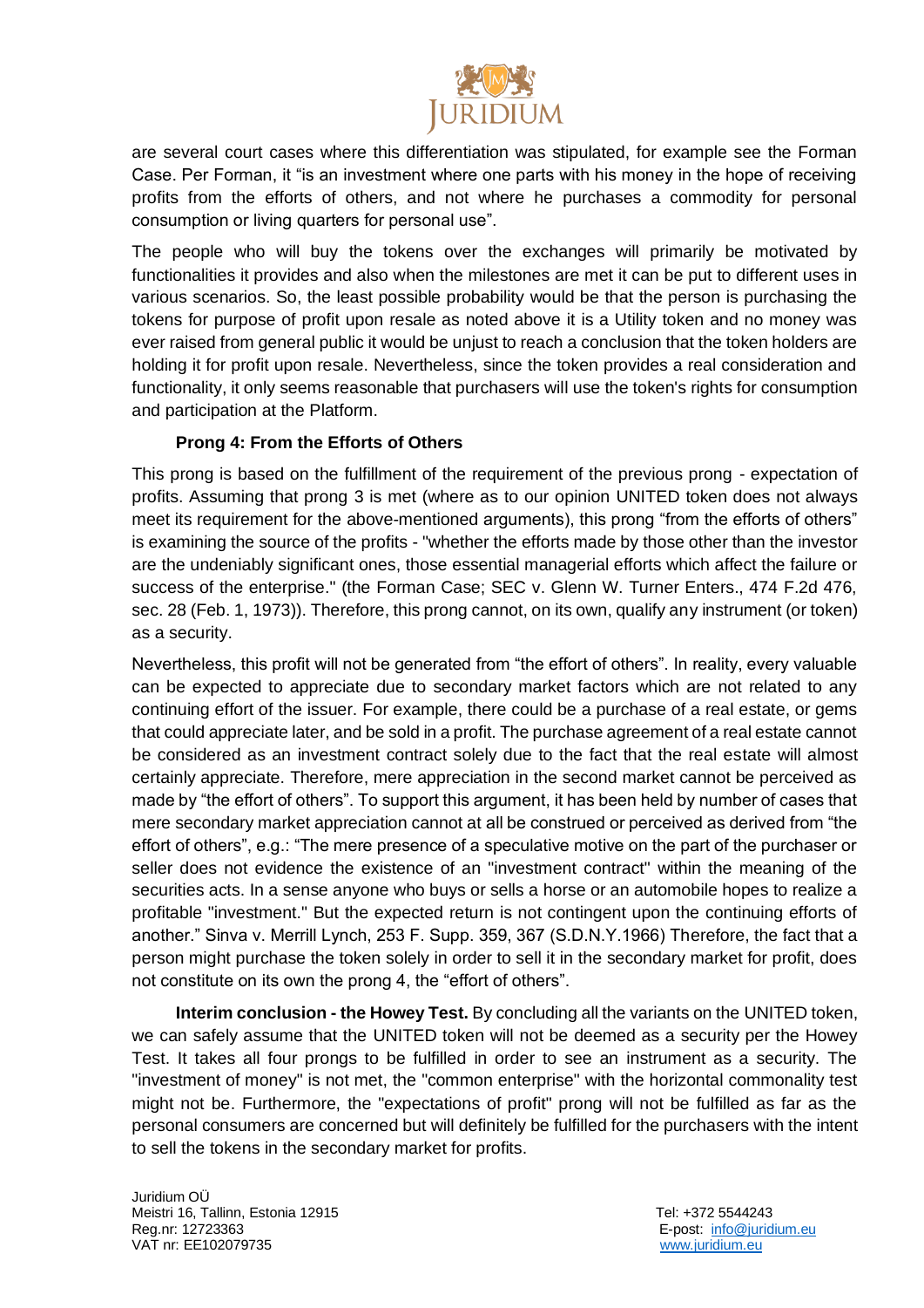are several court cases where this differentiation was stipulated, for example see the Forman Case. Per Forman, it "is an investment where one parts with his money in the hope of receiving profits from the efforts of others, and not where he purchases a commodity for personal consumption or living quarters for personal use".

The people who will buy the tokens over the exchanges will primarily be motivated by functionalities it provides and also when the milestones are met it can be put to different uses in various scenarios. So, the least possible probability would be that the person is purchasing the tokens for purpose of profit upon resale as noted above it is a Utility token and no money was ever raised from general public it would be unjust to reach a conclusion that the token holders are holding it for profit upon resale. Nevertheless, since the token provides a real consideration and functionality, it only seems reasonable that purchasers will use the token's rights for consumption and participation at the Platform.

**Prong 4: From the Efforts of Others**

This prong is based on the fulfillment of the requirement of the previous prong - expectation of profits. Assuming that prong 3 is met (where as to our opinion UNITED token does not always meet its requirement for the above-mentioned arguments), this prong "from the efforts of others" is examining the source of the profits - "whether the efforts made by those other than the investor are the undeniably significant ones, those essential managerial efforts which affect the failure or success of the enterprise." (the Forman Case; SEC v. Glenn W. Turner Enters., 474 F.2d 476, sec. 28 (Feb. 1, 1973)). Therefore, this prong cannot, on its own, qualify any instrument (or token) as a security.

Nevertheless, this profit will not be generated from "the effort of others". In reality, every valuable can be expected to appreciate due to secondary market factors which are not related to any continuing effort of the issuer. For example, there could be a purchase of a real estate, or gems that could appreciate later, and be sold in a profit. The purchase agreement of a real estate cannot be considered as an investment contract solely due to the fact that the real estate will almost certainly appreciate. Therefore, mere appreciation in the second market cannot be perceived as made by "the effort of others". To support this argument, it has been held by number of cases that mere secondary market appreciation cannot at all be construed or perceived as derived from "the effort of others", e.g.: "The mere presence of a speculative motive on the part of the purchaser or seller does not evidence the existence of an "investment contract" within the meaning of the securities acts. In a sense anyone who buys or sells a horse or an automobile hopes to realize a profitable "investment." But the expected return is not contingent upon the continuing efforts of another." Sinva v. Merrill Lynch, 253 F. Supp. 359, 367 (S.D.N.Y.1966) Therefore, the fact that a person might purchase the token solely in order to sell it in the secondary market for profit, does not constitute on its own the prong 4, the "effort of others".

**Interim conclusion - the Howey Test.** By concluding all the variants on the UNITED token, we can safely assume that the UNITED token will not be deemed as a security per the Howey Test. It takes all four prongs to be fulfilled in order to see an instrument as a security. The "investment of money" is not met, the "common enterprise" with the horizontal commonality test might not be. Furthermore, the "expectations of profit" prong will not be fulfilled as far as the personal consumers are concerned but will definitely be fulfilled for the purchasers with the intent to sell the tokens in the secondary market for profits.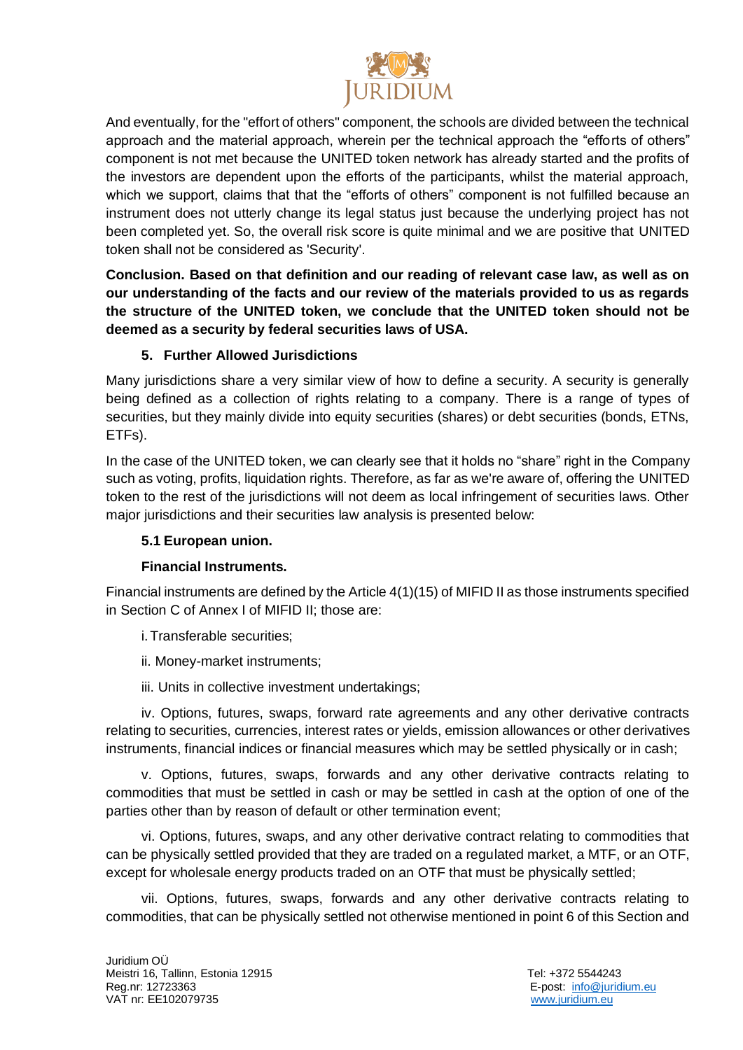And eventually, for the "effort of others" component, the schools are divided between the technical approach and the material approach, wherein per the technical approach the "efforts of others" component is not met because the UNITED token network has already started and the profits of the investors are dependent upon the efforts of the participants, whilst the material approach, which we support, claims that that the "efforts of others" component is not fulfilled because an instrument does not utterly change its legal status just because the underlying project has not been completed yet. So, the overall risk score is quite minimal and we are positive that UNITED token shall not be considered as 'Security'.

**Conclusion. Based on that definition and our reading of relevant case law, as well as on our understanding of the facts and our review of the materials provided to us as regards the structure of the UNITED token, we conclude that the UNITED token should not be deemed as a security by federal securities laws of USA.**

## 5. Further Allowed Jurisdictions

Many jurisdictions share a very similar view of how to define a security. A security is generally being defined as a collection of rights relating to a company. There is a range of types of securities, but they mainly divide into equity securities (shares) or debt securities (bonds, ETNs, ETFs).

In the case of the UNITED token, we can clearly see that it holds no "share" right in the Company such as voting, profits, liquidation rights. Therefore, as far as we're aware of, offering the UNITED token to the rest of the jurisdictions will not deem as local infringement of securities laws. Other major jurisdictions and their securities law analysis is presented below:

### 5.1 European union.

**Financial Instruments.**

Financial instruments are defined by the Article 4(1)(15) of MIFID II as those instruments specified in Section C of Annex I of MIFID II; those are:

i. Transferable securities;

ii. Money-market instruments;

iii. Units in collective investment undertakings;

iv. Options, futures, swaps, forward rate agreements and any other derivative contracts relating to securities, currencies, interest rates or yields, emission allowances or other derivatives instruments, financial indices or financial measures which may be settled physically or in cash;

v. Options, futures, swaps, forwards and any other derivative contracts relating to commodities that must be settled in cash or may be settled in cash at the option of one of the parties other than by reason of default or other termination event;

vi. Options, futures, swaps, and any other derivative contract relating to commodities that can be physically settled provided that they are traded on a regulated market, a MTF, or an OTF, except for wholesale energy products traded on an OTF that must be physically settled;

vii. Options, futures, swaps, forwards and any other derivative contracts relating to commodities, that can be physically settled not otherwise mentioned in point 6 of this Section and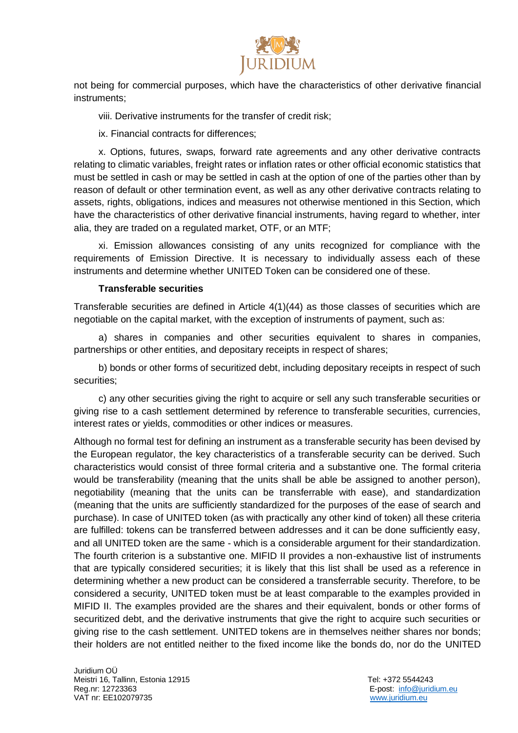not being for commercial purposes, which have the characteristics of other derivative financial instruments;

viii. Derivative instruments for the transfer of credit risk;

ix. Financial contracts for differences;

x. Options, futures, swaps, forward rate agreements and any other derivative contracts relating to climatic variables, freight rates or inflation rates or other official economic statistics that must be settled in cash or may be settled in cash at the option of one of the parties other than by reason of default or other termination event, as well as any other derivative contracts relating to assets, rights, obligations, indices and measures not otherwise mentioned in this Section, which have the characteristics of other derivative financial instruments, having regard to whether, inter alia, they are traded on a regulated market, OTF, or an MTF;

xi. Emission allowances consisting of any units recognized for compliance with the requirements of Emission Directive. It is necessary to individually assess each of these instruments and determine whether UNITED Token can be considered one of these.

**Transferable securities**

Transferable securities are defined in Article 4(1)(44) as those classes of securities which are negotiable on the capital market, with the exception of instruments of payment, such as:

a) shares in companies and other securities equivalent to shares in companies, partnerships or other entities, and depositary receipts in respect of shares;

b) bonds or other forms of securitized debt, including depositary receipts in respect of such securities;

c) any other securities giving the right to acquire or sell any such transferable securities or giving rise to a cash settlement determined by reference to transferable securities, currencies, interest rates or yields, commodities or other indices or measures.

Although no formal test for defining an instrument as a transferable security has been devised by the European regulator, the key characteristics of a transferable security can be derived. Such characteristics would consist of three formal criteria and a substantive one. The formal criteria would be transferability (meaning that the units shall be able be assigned to another person), negotiability (meaning that the units can be transferrable with ease), and standardization (meaning that the units are sufficiently standardized for the purposes of the ease of search and purchase). In case of UNITED token (as with practically any other kind of token) all these criteria are fulfilled: tokens can be transferred between addresses and it can be done sufficiently easy, and all UNITED token are the same - which is a considerable argument for their standardization. The fourth criterion is a substantive one. MIFID II provides a non-exhaustive list of instruments that are typically considered securities; it is likely that this list shall be used as a reference in determining whether a new product can be considered a transferrable security. Therefore, to be considered a security, UNITED token must be at least comparable to the examples provided in MIFID II. The examples provided are the shares and their equivalent, bonds or other forms of securitized debt, and the derivative instruments that give the right to acquire such securities or giving rise to the cash settlement. UNITED tokens are in themselves neither shares nor bonds; their holders are not entitled neither to the fixed income like the bonds do, nor do the UNITED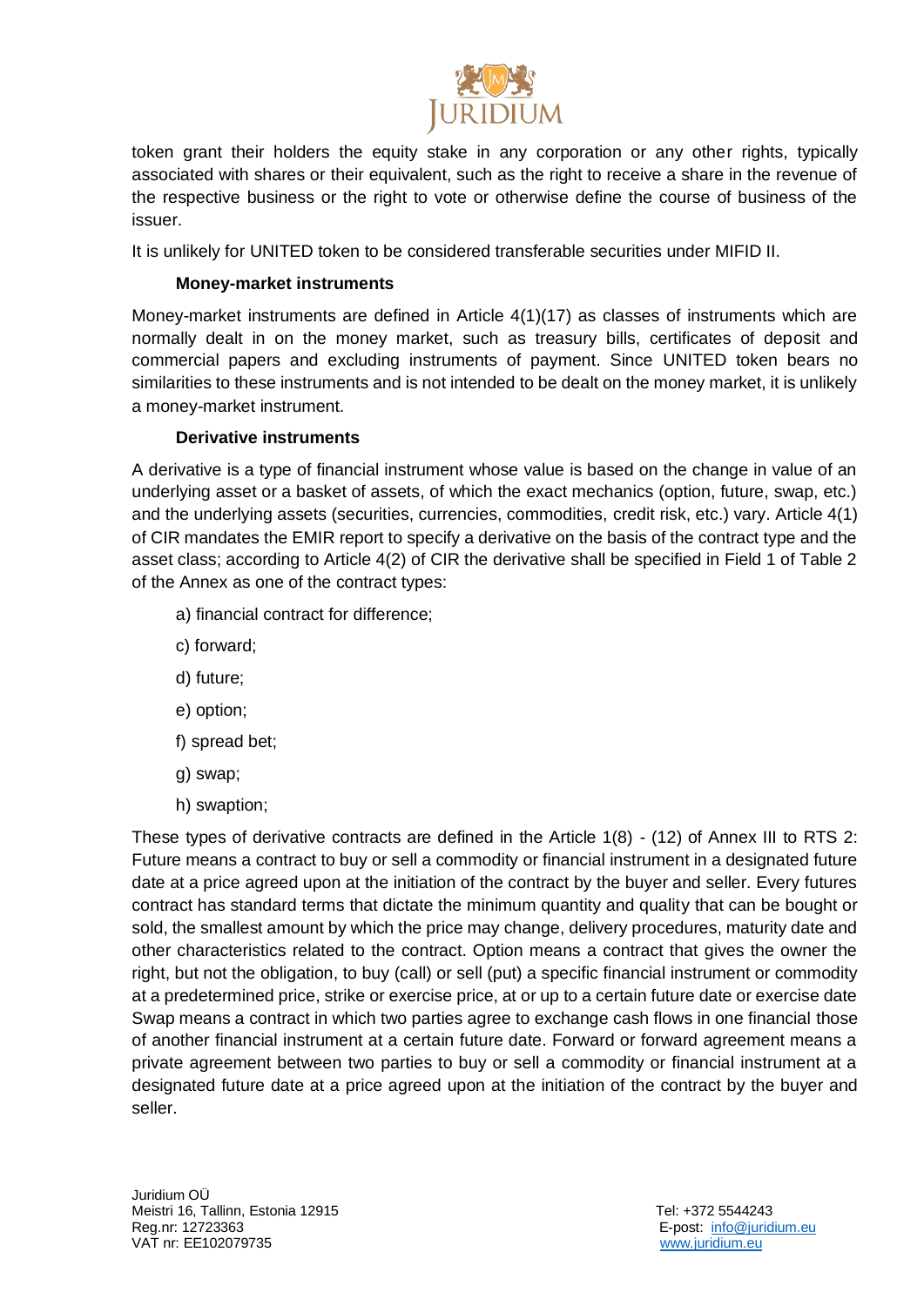token grant their holders the equity stake in any corporation or any other rights, typically associated with shares or their equivalent, such as the right to receive a share in the revenue of the respective business or the right to vote or otherwise define the course of business of the issuer.

It is unlikely for UNITED token to be considered transferable securities under MIFID II.

**Money-market instruments**

Money-market instruments are defined in Article 4(1)(17) as classes of instruments which are normally dealt in on the money market, such as treasury bills, certificates of deposit and commercial papers and excluding instruments of payment. Since UNITED token bears no similarities to these instruments and is not intended to be dealt on the money market, it is unlikely a money-market instrument.

**Derivative instruments**

A derivative is a type of financial instrument whose value is based on the change in value of an underlying asset or a basket of assets, of which the exact mechanics (option, future, swap, etc.) and the underlying assets (securities, currencies, commodities, credit risk, etc.) vary. Article 4(1) of CIR mandates the EMIR report to specify a derivative on the basis of the contract type and the asset class; according to Article 4(2) of CIR the derivative shall be specified in Field 1 of Table 2 of the Annex as one of the contract types:

a) financial contract for difference;

c) forward;

d) future;

e) option;

f) spread bet;

g) swap;

h) swaption;

These types of derivative contracts are defined in the Article 1(8) - (12) of Annex III to RTS 2: Future means a contract to buy or sell a commodity or financial instrument in a designated future date at a price agreed upon at the initiation of the contract by the buyer and seller. Every futures contract has standard terms that dictate the minimum quantity and quality that can be bought or sold, the smallest amount by which the price may change, delivery procedures, maturity date and other characteristics related to the contract. Option means a contract that gives the owner the right, but not the obligation, to buy (call) or sell (put) a specific financial instrument or commodity at a predetermined price, strike or exercise price, at or up to a certain future date or exercise date Swap means a contract in which two parties agree to exchange cash flows in one financial those of another financial instrument at a certain future date. Forward or forward agreement means a private agreement between two parties to buy or sell a commodity or financial instrument at a designated future date at a price agreed upon at the initiation of the contract by the buyer and seller.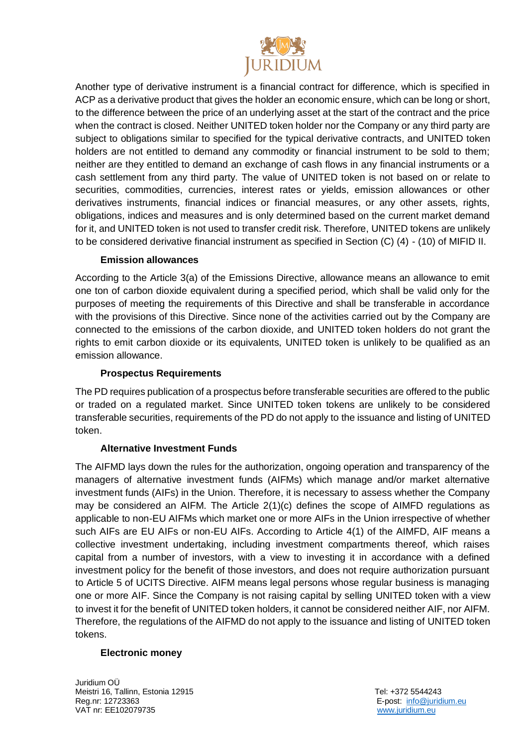Another type of derivative instrument is a financial contract for difference, which is specified in ACP as a derivative product that gives the holder an economic ensure, which can be long or short, to the difference between the price of an underlying asset at the start of the contract and the price when the contract is closed. Neither UNITED token holder nor the Company or any third party are subject to obligations similar to specified for the typical derivative contracts, and UNITED token holders are not entitled to demand any commodity or financial instrument to be sold to them; neither are they entitled to demand an exchange of cash flows in any financial instruments or a cash settlement from any third party. The value of UNITED token is not based on or relate to securities, commodities, currencies, interest rates or yields, emission allowances or other derivatives instruments, financial indices or financial measures, or any other assets, rights, obligations, indices and measures and is only determined based on the current market demand for it, and UNITED token is not used to transfer credit risk. Therefore, UNITED tokens are unlikely to be considered derivative financial instrument as specified in Section (C) (4) - (10) of MIFID II.

**Emission allowances**

According to the Article 3(a) of the Emissions Directive, allowance means an allowance to emit one ton of carbon dioxide equivalent during a specified period, which shall be valid only for the purposes of meeting the requirements of this Directive and shall be transferable in accordance with the provisions of this Directive. Since none of the activities carried out by the Company are connected to the emissions of the carbon dioxide, and UNITED token holders do not grant the rights to emit carbon dioxide or its equivalents, UNITED token is unlikely to be qualified as an emission allowance.

**Prospectus Requirements**

The PD requires publication of a prospectus before transferable securities are offered to the public or traded on a regulated market. Since UNITED token tokens are unlikely to be considered transferable securities, requirements of the PD do not apply to the issuance and listing of UNITED token.

**Alternative Investment Funds**

The AIFMD lays down the rules for the authorization, ongoing operation and transparency of the managers of alternative investment funds (AIFMs) which manage and/or market alternative investment funds (AIFs) in the Union. Therefore, it is necessary to assess whether the Company may be considered an AIFM. The Article 2(1)(c) defines the scope of AIMFD regulations as applicable to non-EU AIFMs which market one or more AIFs in the Union irrespective of whether such AIFs are EU AIFs or non-EU AIFs. According to Article 4(1) of the AIMFD, AIF means a collective investment undertaking, including investment compartments thereof, which raises capital from a number of investors, with a view to investing it in accordance with a defined investment policy for the benefit of those investors, and does not require authorization pursuant to Article 5 of UCITS Directive. AIFM means legal persons whose regular business is managing one or more AIF. Since the Company is not raising capital by selling UNITED token with a view to invest it for the benefit of UNITED token holders, it cannot be considered neither AIF, nor AIFM. Therefore, the regulations of the AIFMD do not apply to the issuance and listing of UNITED token tokens.

**Electronic money**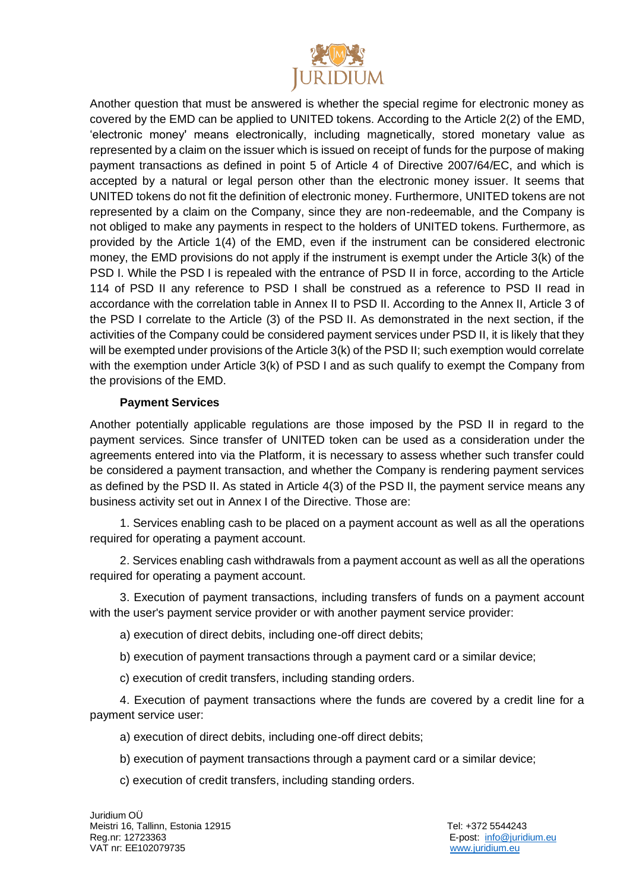Another question that must be answered is whether the special regime for electronic money as covered by the EMD can be applied to UNITED tokens. According to the Article 2(2) of the EMD, 'electronic money' means electronically, including magnetically, stored monetary value as represented by a claim on the issuer which is issued on receipt of funds for the purpose of making payment transactions as defined in point 5 of Article 4 of Directive 2007/64/EC, and which is accepted by a natural or legal person other than the electronic money issuer. It seems that UNITED tokens do not fit the definition of electronic money. Furthermore, UNITED tokens are not represented by a claim on the Company, since they are non-redeemable, and the Company is not obliged to make any payments in respect to the holders of UNITED tokens. Furthermore, as provided by the Article 1(4) of the EMD, even if the instrument can be considered electronic money, the EMD provisions do not apply if the instrument is exempt under the Article 3(k) of the PSD I. While the PSD I is repealed with the entrance of PSD II in force, according to the Article 114 of PSD II any reference to PSD I shall be construed as a reference to PSD II read in accordance with the correlation table in Annex II to PSD II. According to the Annex II, Article 3 of the PSD I correlate to the Article (3) of the PSD II. As demonstrated in the next section, if the activities of the Company could be considered payment services under PSD II, it is likely that they will be exempted under provisions of the Article 3(k) of the PSD II; such exemption would correlate with the exemption under Article 3(k) of PSD I and as such qualify to exempt the Company from the provisions of the EMD.

**Payment Services**

Another potentially applicable regulations are those imposed by the PSD II in regard to the payment services. Since transfer of UNITED token can be used as a consideration under the agreements entered into via the Platform, it is necessary to assess whether such transfer could be considered a payment transaction, and whether the Company is rendering payment services as defined by the PSD II. As stated in Article 4(3) of the PSD II, the payment service means any business activity set out in Annex I of the Directive. Those are:

1. Services enabling cash to be placed on a payment account as well as all the operations required for operating a payment account.

2. Services enabling cash withdrawals from a payment account as well as all the operations required for operating a payment account.

3. Execution of payment transactions, including transfers of funds on a payment account with the user's payment service provider or with another payment service provider:

a) execution of direct debits, including one-off direct debits;

b) execution of payment transactions through a payment card or a similar device;

c) execution of credit transfers, including standing orders.

4. Execution of payment transactions where the funds are covered by a credit line for a payment service user:

a) execution of direct debits, including one-off direct debits;

b) execution of payment transactions through a payment card or a similar device;

c) execution of credit transfers, including standing orders.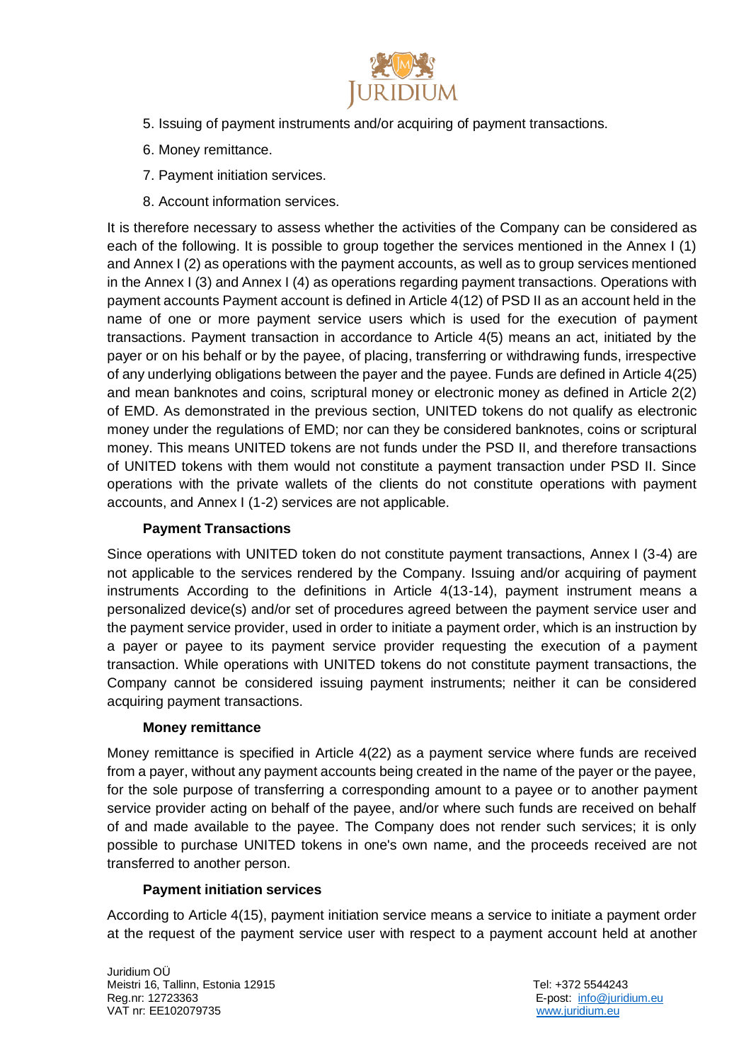5. Issuing of payment instruments and/or acquiring of payment transactions.

6. Money remittance.

7. Payment initiation services.

8. Account information services.

It is therefore necessary to assess whether the activities of the Company can be considered as each of the following. It is possible to group together the services mentioned in the Annex I (1) and Annex I (2) as operations with the payment accounts, as well as to group services mentioned in the Annex I (3) and Annex I (4) as operations regarding payment transactions. Operations with payment accounts Payment account is defined in Article 4(12) of PSD II as an account held in the name of one or more payment service users which is used for the execution of payment transactions. Payment transaction in accordance to Article 4(5) means an act, initiated by the payer or on his behalf or by the payee, of placing, transferring or withdrawing funds, irrespective of any underlying obligations between the payer and the payee. Funds are defined in Article 4(25) and mean banknotes and coins, scriptural money or electronic money as defined in Article 2(2) of EMD. As demonstrated in the previous section, UNITED tokens do not qualify as electronic money under the regulations of EMD; nor can they be considered banknotes, coins or scriptural money. This means UNITED tokens are not funds under the PSD II, and therefore transactions of UNITED tokens with them would not constitute a payment transaction under PSD II. Since operations with the private wallets of the clients do not constitute operations with payment accounts, and Annex I (1-2) services are not applicable.

**Payment Transactions**

Since operations with UNITED token do not constitute payment transactions, Annex I (3-4) are not applicable to the services rendered by the Company. Issuing and/or acquiring of payment instruments According to the definitions in Article 4(13-14), payment instrument means a personalized device(s) and/or set of procedures agreed between the payment service user and the payment service provider, used in order to initiate a payment order, which is an instruction by a payer or payee to its payment service provider requesting the execution of a payment transaction. While operations with UNITED tokens do not constitute payment transactions, the Company cannot be considered issuing payment instruments; neither it can be considered acquiring payment transactions.

**Money remittance**

Money remittance is specified in Article 4(22) as a payment service where funds are received from a payer, without any payment accounts being created in the name of the payer or the payee, for the sole purpose of transferring a corresponding amount to a payee or to another payment service provider acting on behalf of the payee, and/or where such funds are received on behalf of and made available to the payee. The Company does not render such services; it is only possible to purchase UNITED tokens in one's own name, and the proceeds received are not transferred to another person.

**Payment initiation services**

According to Article 4(15), payment initiation service means a service to initiate a payment order at the request of the payment service user with respect to a payment account held at another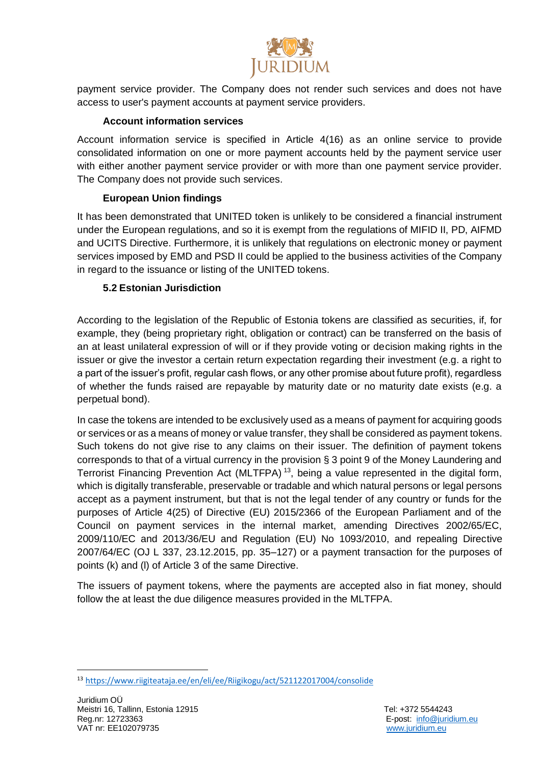payment service provider. The Company does not render such services and does not have access to user's payment accounts at payment service providers.

### Account information services

Account information service is specified in Article 4(16) as an online service to provide consolidated information on one or more payment accounts held by the payment service user with either another payment service provider or with more than one payment service provider. The Company does not provide such services.

### European Union findings

It has been demonstrated that UNITED token is unlikely to be considered a financial instrument under the European regulations, and so it is exempt from the regulations of MIFID II, PD, AIFMD and UCITS Directive. Furthermore, it is unlikely that regulations on electronic money or payment services imposed by EMD and PSD II could be applied to the business activities of the Company in regard to the issuance or listing of the UNITED tokens.

## 5.2 Estonian Jurisdiction

According to the legislation of the Republic of Estonia tokens are classified as securities, if, for example, they (being proprietary right, obligation or contract) can be transferred on the basis of an at least unilateral expression of will or if they provide voting or decision making rights in the issuer or give the investor a certain return expectation regarding their investment (e.g. a right to a part of the issuer's profit, regular cash flows, or any other promise about future profit), regardless of whether the funds raised are repayable by maturity date or no maturity date exists (e.g. a perpetual bond).

In case the tokens are intended to be exclusively used as a means of payment for acquiring goods or services or as a means of money or value transfer, they shall be considered as payment tokens. Such tokens do not give rise to any claims on their issuer. The definition of payment tokens corresponds to that of a virtual currency in the provision § 3 point 9 of the Money Laundering and Terrorist Financing Prevention Act (MLTFPA) [13], being a value represented in the digital form, which is digitally transferable, preservable or tradable and which natural persons or legal persons accept as a payment instrument, but that is not the legal tender of any country or funds for the purposes of Article 4(25) of Directive (EU) 2015/2366 of the European Parliament and of the Council on payment services in the internal market, amending Directives 2002/65/EC, 2009/110/EC and 2013/36/EU and Regulation (EU) No 1093/2010, and repealing Directive 2007/64/EC (OJ L 337, 23.12.2015, pp. 35–127) or a payment transaction for the purposes of points (k) and (l) of Article 3 of the same Directive.

The issuers of payment tokens, where the payments are accepted also in fiat money, should follow the at least the due diligence measures provided in the MLTFPA.

[13] https://www.riigiteataja.ee/en/eli/ee/Riigikogu/act/521122017004/consolide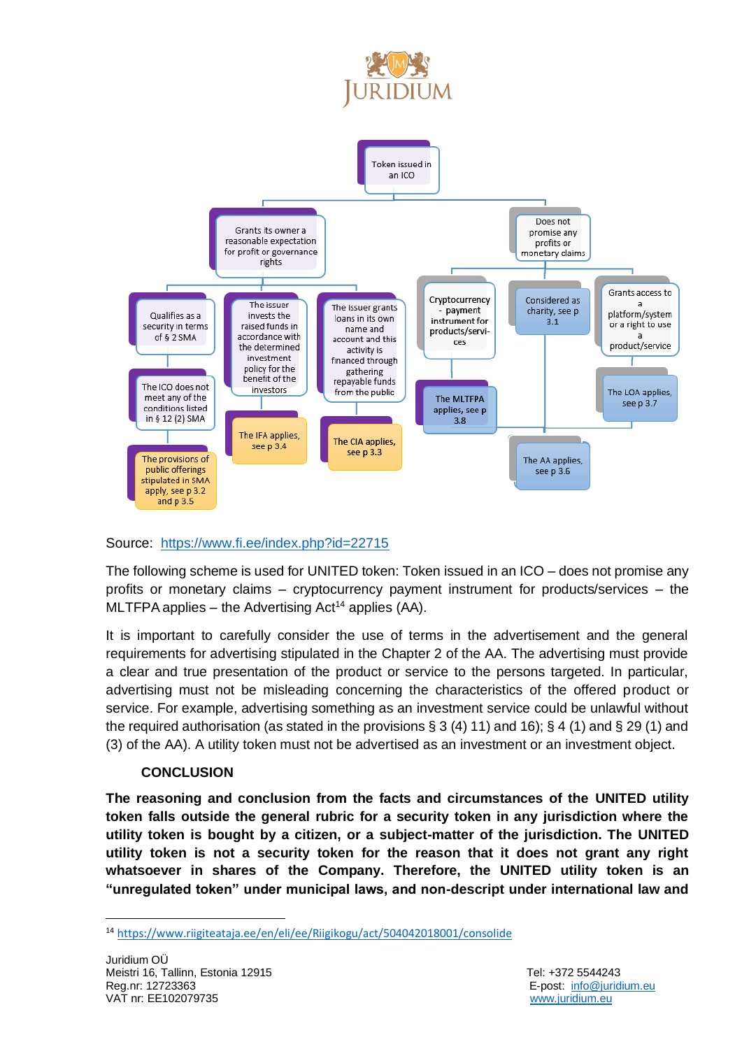- Token issued in an ICO
  - Grants its owner a reasonable expectation for profit or governance rights
    - Qualifies as a security in terms of § 2 SMA
      - The ICO does not meet any of the conditions listed in § 12 (2) SMA
        - The provisions of public offerings stipulated in SMA apply, see p 3.2 and p 3.5
    - The issuer invests the raised funds in accordance with the determined investment policy for the benefit of the investors
      - The IFA applies, see p 3.4
    - The issuer grants loans in its own name and account and this activity is financed through gathering repayable funds from the public
      - The CIA applies, see p 3.3
  - Does not promise any profits or monetary claims
    - Cryptocurrency - payment instrument for products/services
      - The MLTFPA applies, see p 3.8
    - Considered as charity, see p 3.1
      - The AA applies, see p 3.6
    - Grants access to a platform/system or a right to use a product/service
      - The LOA applies, see p 3.7

Source: [https://www.fi.ee/index.php?id=22715](https://www.fi.ee/index.php?id=22715)

The following scheme is used for UNITED token: Token issued in an ICO – does not promise any profits or monetary claims – cryptocurrency payment instrument for products/services – the MLTFPA applies – the Advertising Act[14] applies (AA).

It is important to carefully consider the use of terms in the advertisement and the general requirements for advertising stipulated in the Chapter 2 of the AA. The advertising must provide a clear and true presentation of the product or service to the persons targeted. In particular, advertising must not be misleading concerning the characteristics of the offered product or service. For example, advertising something as an investment service could be unlawful without the required authorisation (as stated in the provisions § 3 (4) 11) and 16); § 4 (1) and § 29 (1) and (3) of the AA). A utility token must not be advertised as an investment or an investment object.

## CONCLUSION

**The reasoning and conclusion from the facts and circumstances of the UNITED utility token falls outside the general rubric for a security token in any jurisdiction where the utility token is bought by a citizen, or a subject-matter of the jurisdiction. The UNITED utility token is not a security token for the reason that it does not grant any right whatsoever in shares of the Company. Therefore, the UNITED utility token is an "unregulated token" under municipal laws, and non-descript under international law and**

---

[14] [https://www.riigiteataja.ee/en/eli/ee/Riigikogu/act/504042018001/consolide](https://www.riigiteataja.ee/en/eli/ee/Riigikogu/act/504042018001/consolide)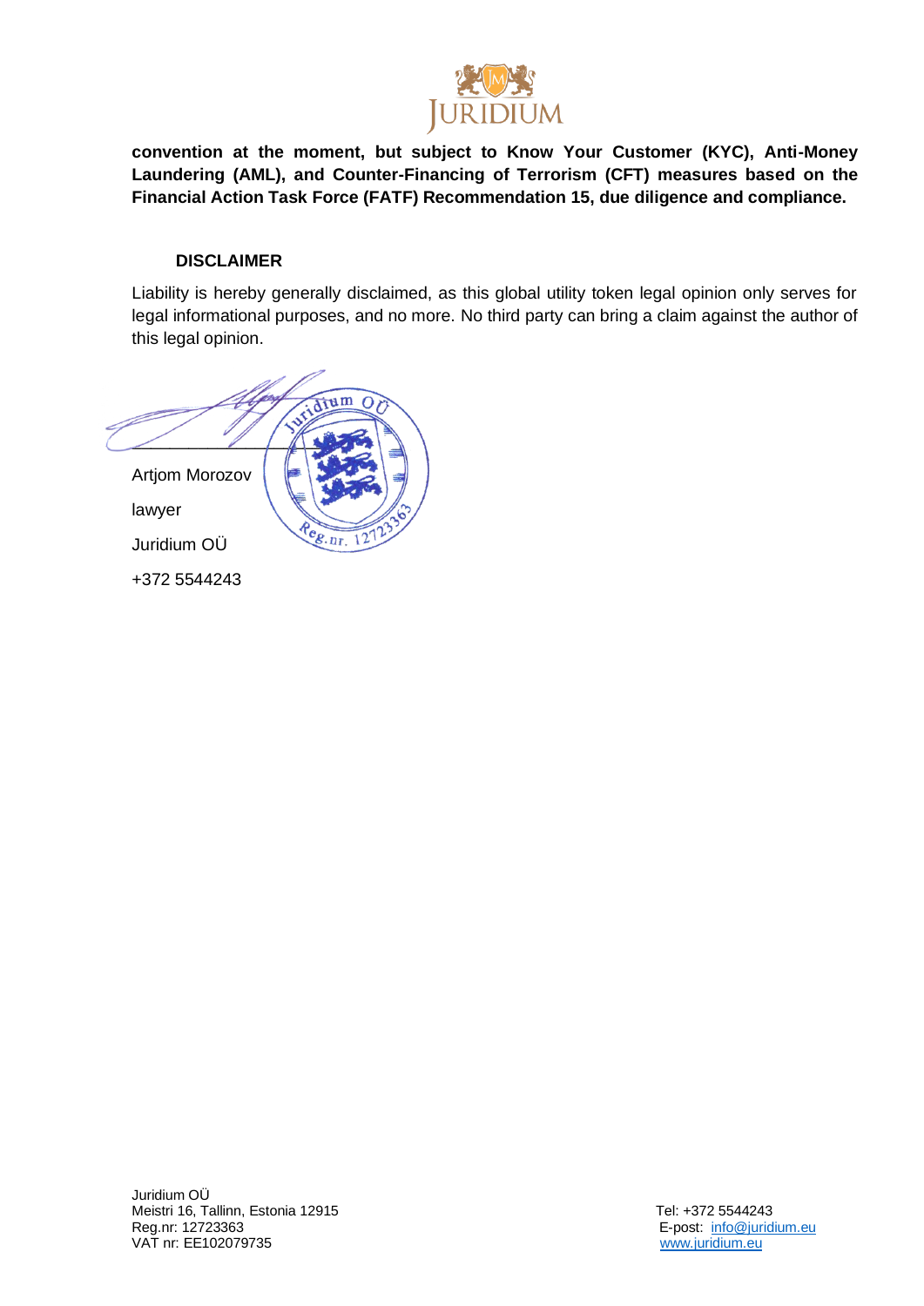**convention at the moment, but subject to Know Your Customer (KYC), Anti-Money Laundering (AML), and Counter-Financing of Terrorism (CFT) measures based on the Financial Action Task Force (FATF) Recommendation 15, due diligence and compliance.**

## DISCLAIMER

Liability is hereby generally disclaimed, as this global utility token legal opinion only serves for legal informational purposes, and no more. No third party can bring a claim against the author of this legal opinion.

Artjom Morozov

lawyer

Juridium OÜ

+372 5544243